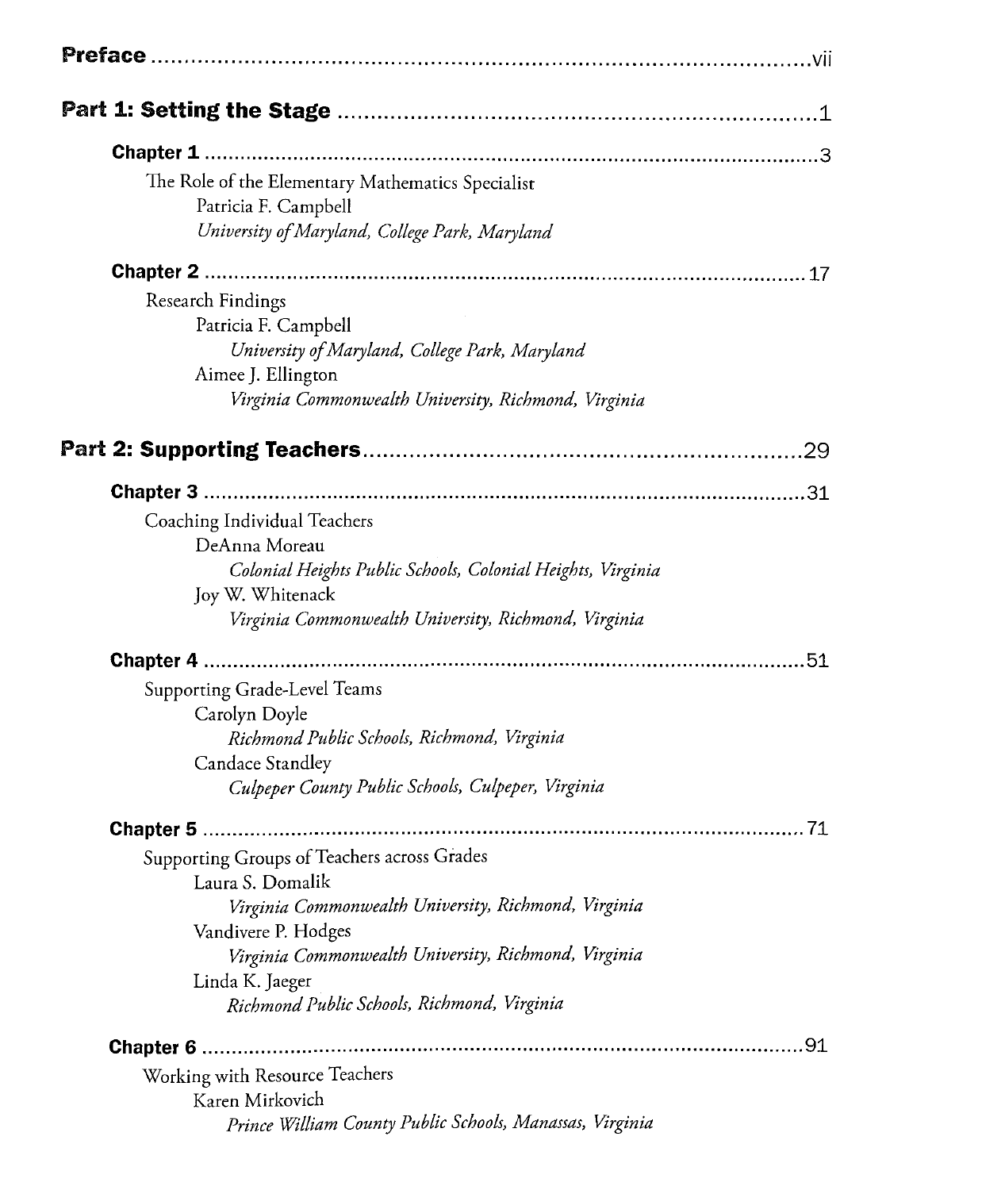**Preface** ............................................................................................ vii

## Part 1: Setting the Stage ............................................................ 1

**Chapter 1** ............................................................................................ 3

The Role of the Elementary Mathematics Specialist
Patricia F. Campbell
*University of Maryland, College Park, Maryland*

**Chapter 2** ............................................................................................ 17

Research Findings
Patricia F. Campbell
*University of Maryland, College Park, Maryland*
Aimee J. Ellington
*Virginia Commonwealth University, Richmond, Virginia*

## Part 2: Supporting Teachers ........................................................ 29

**Chapter 3** ............................................................................................ 31

Coaching Individual Teachers
DeAnna Moreau
*Colonial Heights Public Schools, Colonial Heights, Virginia*
Joy W. Whitenack
*Virginia Commonwealth University, Richmond, Virginia*

**Chapter 4** ............................................................................................ 51

Supporting Grade-Level Teams
Carolyn Doyle
*Richmond Public Schools, Richmond, Virginia*
Candace Standley
*Culpeper County Public Schools, Culpeper, Virginia*

**Chapter 5** ............................................................................................ 71

Supporting Groups of Teachers across Grades
Laura S. Domalik
*Virginia Commonwealth University, Richmond, Virginia*
Vandivere P. Hodges
*Virginia Commonwealth University, Richmond, Virginia*
Linda K. Jaeger
*Richmond Public Schools, Richmond, Virginia*

**Chapter 6** ............................................................................................ 91

Working with Resource Teachers
Karen Mirkovich
*Prince William County Public Schools, Manassas, Virginia*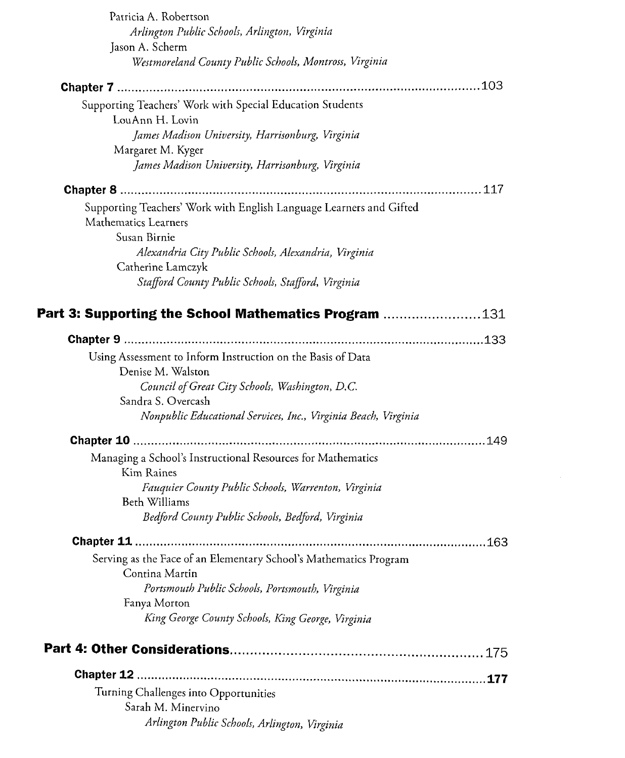Patricia A. Robertson
*Arlington Public Schools, Arlington, Virginia*
Jason A. Scherm
*Westmoreland County Public Schools, Montross, Virginia*

**Chapter 7** .......................................................................................... 103

Supporting Teachers' Work with Special Education Students
LouAnn H. Lovin
*James Madison University, Harrisonburg, Virginia*
Margaret M. Kyger
*James Madison University, Harrisonburg, Virginia*

**Chapter 8** .......................................................................................... 117

Supporting Teachers' Work with English Language Learners and Gifted Mathematics Learners
Susan Birnie
*Alexandria City Public Schools, Alexandria, Virginia*
Catherine Lamczyk
*Stafford County Public Schools, Stafford, Virginia*

## Part 3: Supporting the School Mathematics Program ........................ 131

**Chapter 9** .......................................................................................... 133

Using Assessment to Inform Instruction on the Basis of Data
Denise M. Walston
*Council of Great City Schools, Washington, D.C.*
Sandra S. Overcash
*Nonpublic Educational Services, Inc., Virginia Beach, Virginia*

**Chapter 10** .......................................................................................... 149

Managing a School's Instructional Resources for Mathematics
Kim Raines
*Fauquier County Public Schools, Warrenton, Virginia*
Beth Williams
*Bedford County Public Schools, Bedford, Virginia*

**Chapter 11** .......................................................................................... 163

Serving as the Face of an Elementary School's Mathematics Program
Contina Martin
*Portsmouth Public Schools, Portsmouth, Virginia*
Fanya Morton
*King George County Schools, King George, Virginia*

## Part 4: Other Considerations................................................................ 175

**Chapter 12** .......................................................................................... **177**

Turning Challenges into Opportunities
Sarah M. Minervino
*Arlington Public Schools, Arlington, Virginia*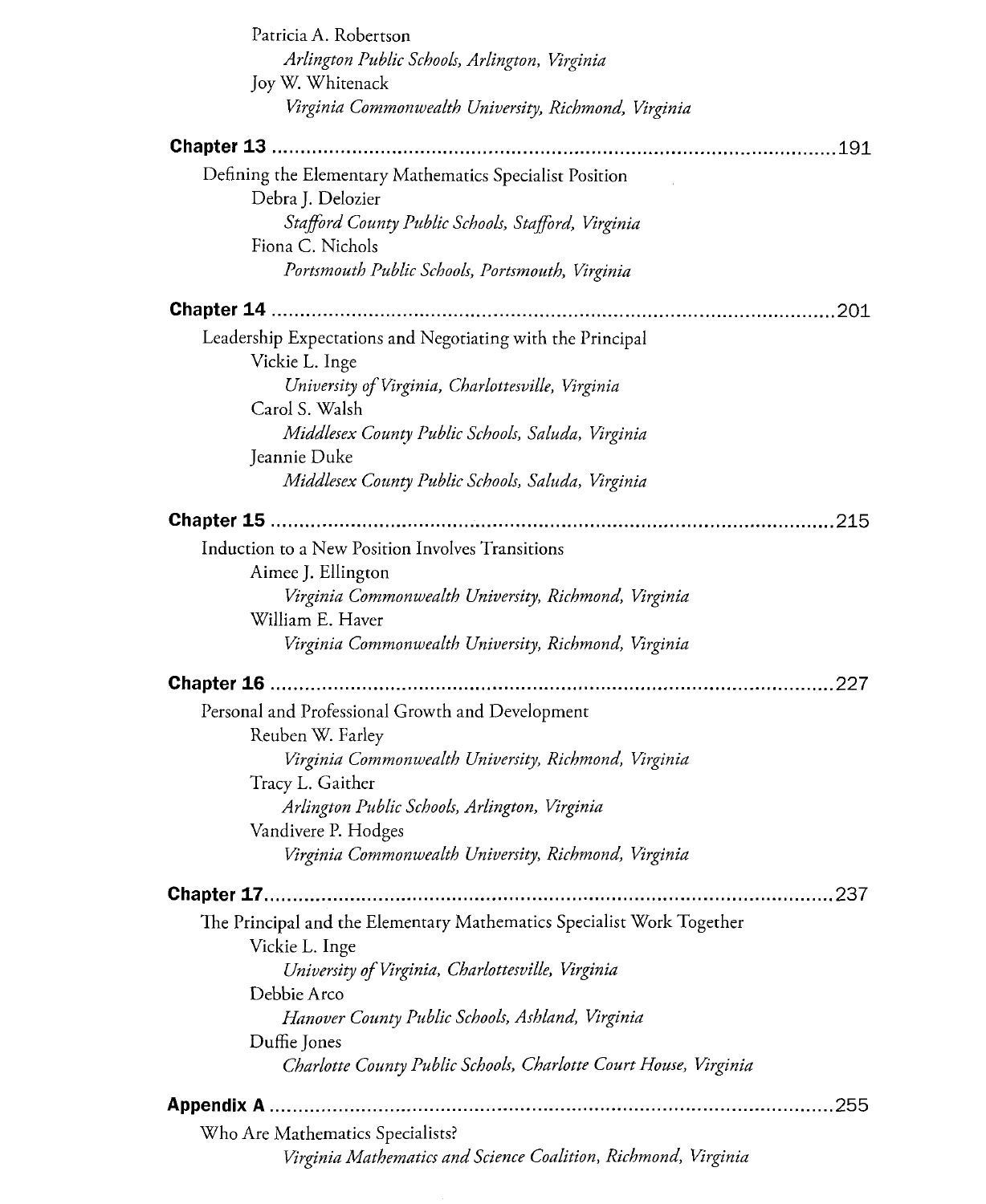Patricia A. Robertson

*Arlington Public Schools, Arlington, Virginia*

Joy W. Whitenack

*Virginia Commonwealth University, Richmond, Virginia*

**Chapter 13** .......................................................................................... 191

Defining the Elementary Mathematics Specialist Position

Debra J. Delozier

*Stafford County Public Schools, Stafford, Virginia*

Fiona C. Nichols

*Portsmouth Public Schools, Portsmouth, Virginia*

**Chapter 14** .......................................................................................... 201

Leadership Expectations and Negotiating with the Principal

Vickie L. Inge

*University of Virginia, Charlottesville, Virginia*

Carol S. Walsh

*Middlesex County Public Schools, Saluda, Virginia*

Jeannie Duke

*Middlesex County Public Schools, Saluda, Virginia*

**Chapter 15** .......................................................................................... 215

Induction to a New Position Involves Transitions

Aimee J. Ellington

*Virginia Commonwealth University, Richmond, Virginia*

William E. Haver

*Virginia Commonwealth University, Richmond, Virginia*

**Chapter 16** .......................................................................................... 227

Personal and Professional Growth and Development

Reuben W. Farley

*Virginia Commonwealth University, Richmond, Virginia*

Tracy L. Gaither

*Arlington Public Schools, Arlington, Virginia*

Vandivere P. Hodges

*Virginia Commonwealth University, Richmond, Virginia*

**Chapter 17** .......................................................................................... 237

The Principal and the Elementary Mathematics Specialist Work Together

Vickie L. Inge

*University of Virginia, Charlottesville, Virginia*

Debbie Arco

*Hanover County Public Schools, Ashland, Virginia*

Duffie Jones

*Charlotte County Public Schools, Charlotte Court House, Virginia*

**Appendix A** .......................................................................................... 255

Who Are Mathematics Specialists?

*Virginia Mathematics and Science Coalition, Richmond, Virginia*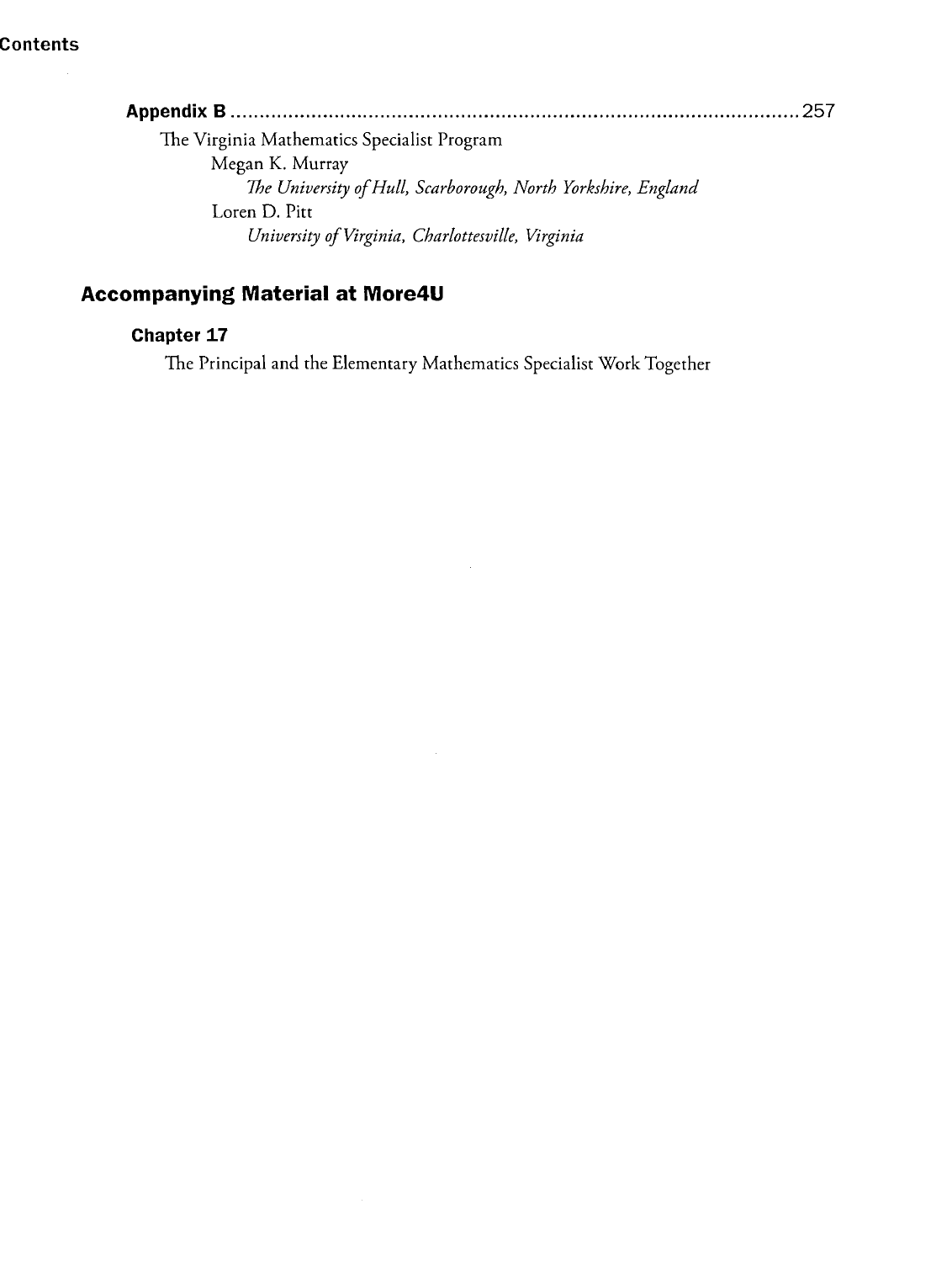**Appendix B** .......................................................................................................... 257

The Virginia Mathematics Specialist Program

Megan K. Murray

*The University of Hull, Scarborough, North Yorkshire, England*

Loren D. Pitt

*University of Virginia, Charlottesville, Virginia*

## Accompanying Material at More4U

### Chapter 17

The Principal and the Elementary Mathematics Specialist Work Together